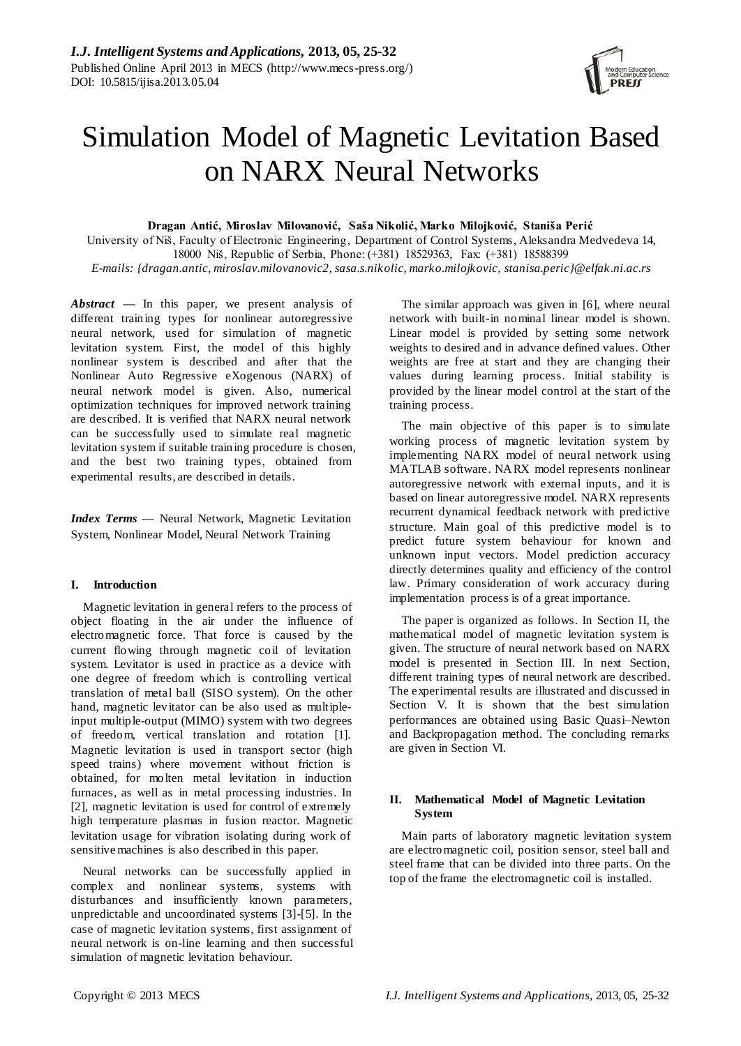# Simulation Model of Magnetic Levitation Based on NARX Neural Networks

**Dragan Antić, Miroslav Milovanović, Saša Nikolić, Marko Milojković, Staniša Perić**

University of Niš, Faculty of Electronic Engineering, Department of Control Systems, Aleksandra Medvedeva 14, 18000 Niš, Republic of Serbia, Phone: (+381) 18529363, Fax: (+381) 18588399

*E-mails: {dragan.antic, miroslav.milovanovic2, sasa.s.nikolic, marko.milojkovic, stanisa.peric}@elfak.ni.ac.rs*

***Abstract*** — In this paper, we present analysis of different training types for nonlinear autoregressive neural network, used for simulation of magnetic levitation system. First, the model of this highly nonlinear system is described and after that the Nonlinear Auto Regressive eXogenous (NARX) of neural network model is given. Also, numerical optimization techniques for improved network training are described. It is verified that NARX neural network can be successfully used to simulate real magnetic levitation system if suitable training procedure is chosen, and the best two training types, obtained from experimental results, are described in details.

***Index Terms*** — Neural Network, Magnetic Levitation System, Nonlinear Model, Neural Network Training

## I. Introduction

Magnetic levitation in general refers to the process of object floating in the air under the influence of electromagnetic force. That force is caused by the current flowing through magnetic coil of levitation system. Levitator is used in practice as a device with one degree of freedom which is controlling vertical translation of metal ball (SISO system). On the other hand, magnetic levitator can be also used as multiple-input multiple-output (MIMO) system with two degrees of freedom, vertical translation and rotation [1]. Magnetic levitation is used in transport sector (high speed trains) where movement without friction is obtained, for molten metal levitation in induction furnaces, as well as in metal processing industries. In [2], magnetic levitation is used for control of extremely high temperature plasmas in fusion reactor. Magnetic levitation usage for vibration isolating during work of sensitive machines is also described in this paper.

Neural networks can be successfully applied in complex and nonlinear systems, systems with disturbances and insufficiently known parameters, unpredictable and uncoordinated systems [3]-[5]. In the case of magnetic levitation systems, first assignment of neural network is on-line learning and then successful simulation of magnetic levitation behaviour.

The similar approach was given in [6], where neural network with built-in nominal linear model is shown. Linear model is provided by setting some network weights to desired and in advance defined values. Other weights are free at start and they are changing their values during learning process. Initial stability is provided by the linear model control at the start of the training process.

The main objective of this paper is to simulate working process of magnetic levitation system by implementing NARX model of neural network using MATLAB software. NARX model represents nonlinear autoregressive network with external inputs, and it is based on linear autoregressive model. NARX represents recurrent dynamical feedback network with predictive structure. Main goal of this predictive model is to predict future system behaviour for known and unknown input vectors. Model prediction accuracy directly determines quality and efficiency of the control law. Primary consideration of work accuracy during implementation process is of a great importance.

The paper is organized as follows. In Section II, the mathematical model of magnetic levitation system is given. The structure of neural network based on NARX model is presented in Section III. In next Section, different training types of neural network are described. The experimental results are illustrated and discussed in Section V. It is shown that the best simulation performances are obtained using Basic Quasi–Newton and Backpropagation method. The concluding remarks are given in Section VI.

## II. Mathematical Model of Magnetic Levitation System

Main parts of laboratory magnetic levitation system are electromagnetic coil, position sensor, steel ball and steel frame that can be divided into three parts. On the top of the frame the electromagnetic coil is installed.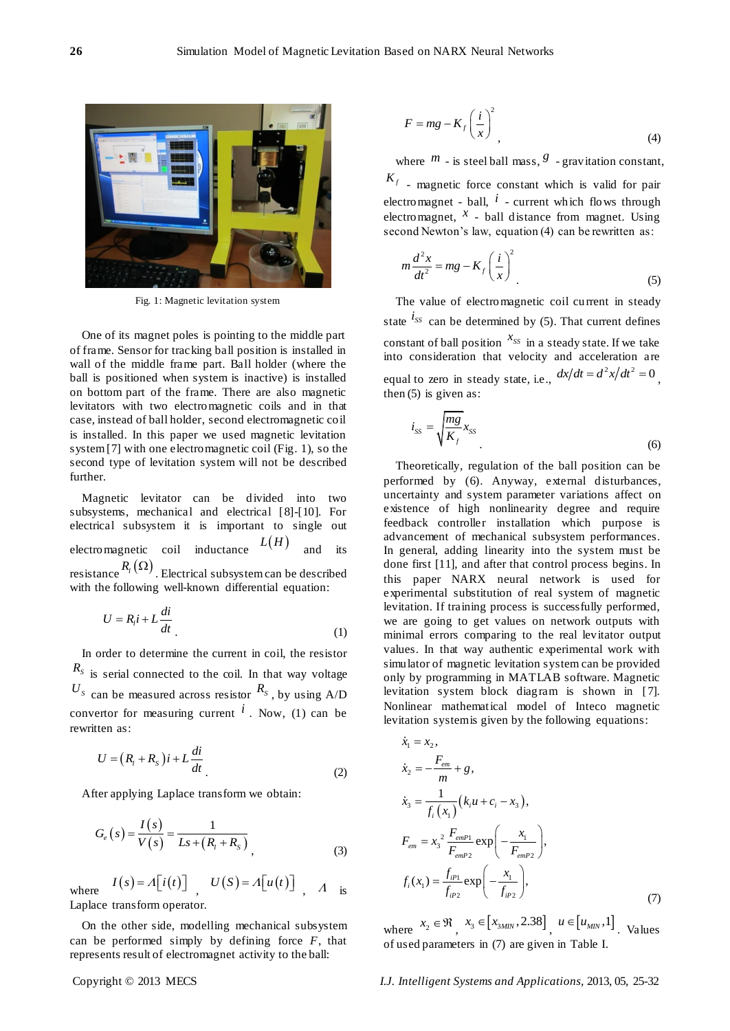Fig. 1: Magnetic levitation system

One of its magnet poles is pointing to the middle part of frame. Sensor for tracking ball position is installed in wall of the middle frame part. Ball holder (where the ball is positioned when system is inactive) is installed on bottom part of the frame. There are also magnetic levitators with two electromagnetic coils and in that case, instead of ball holder, second electromagnetic coil is installed. In this paper we used magnetic levitation system [7] with one electromagnetic coil (Fig. 1), so the second type of levitation system will not be described further.

Magnetic levitator can be divided into two subsystems, mechanical and electrical [8]-[10]. For electrical subsystem it is important to single out electromagnetic coil inductance $L(H)$ and its resistance $R_l(\Omega)$. Electrical subsystem can be described with the following well-known differential equation:

$$U = R_l i + L\frac{di}{dt}. \tag{1}$$

In order to determine the current in coil, the resistor $R_S$ is serial connected to the coil. In that way voltage $U_S$ can be measured across resistor $R_S$, by using A/D convertor for measuring current $i$. Now, (1) can be rewritten as:

$$U = (R_l + R_S)i + L\frac{di}{dt}. \tag{2}$$

After applying Laplace transform we obtain:

$$G_e(s) = \frac{I(s)}{V(s)} = \frac{1}{Ls + (R_l + R_S)}, \tag{3}$$

where $I(s) = \Lambda[i(t)]$, $U(S) = \Lambda[u(t)]$, $\Lambda$ is Laplace transform operator.

On the other side, modelling mechanical subsystem can be performed simply by defining force $F$, that represents result of electromagnet activity to the ball:

$$F = mg - K_f\left(\frac{i}{x}\right)^2, \tag{4}$$

where $m$ - is steel ball mass, $g$ - gravitation constant, $K_f$ - magnetic force constant which is valid for pair electromagnet - ball, $i$ - current which flows through electromagnet, $x$ - ball distance from magnet. Using second Newton's law, equation (4) can be rewritten as:

$$m\frac{d^2x}{dt^2} = mg - K_f\left(\frac{i}{x}\right)^2. \tag{5}$$

The value of electromagnetic coil current in steady state $i_{SS}$ can be determined by (5). That current defines constant of ball position $x_{SS}$ in a steady state. If we take into consideration that velocity and acceleration are equal to zero in steady state, i.e., $dx/dt = d^2x/dt^2 = 0$, then (5) is given as:

$$i_{SS} = \sqrt{\frac{mg}{K_f}}x_{SS}. \tag{6}$$

Theoretically, regulation of the ball position can be performed by (6). Anyway, external disturbances, uncertainty and system parameter variations affect on existence of high nonlinearity degree and require feedback controller installation which purpose is advancement of mechanical subsystem performances. In general, adding linearity into the system must be done first [11], and after that control process begins. In this paper NARX neural network is used for experimental substitution of real system of magnetic levitation. If training process is successfully performed, we are going to get values on network outputs with minimal errors comparing to the real levitator output values. In that way authentic experimental work with simulator of magnetic levitation system can be provided only by programming in MATLAB software. Magnetic levitation system block diagram is shown in [7]. Nonlinear mathematical model of Inteco magnetic levitation system is given by the following equations:

$$\begin{aligned}
\dot{x}_1 &= x_2, \\
\dot{x}_2 &= -\frac{F_{em}}{m} + g, \\
\dot{x}_3 &= \frac{1}{f_i(x_1)}\left(k_i u + c_i - x_3\right), \\
F_{em} &= x_3^{\,2}\frac{F_{emP1}}{F_{emP2}}\exp\left(-\frac{x_1}{F_{emP2}}\right), \\
f_i(x_1) &= \frac{f_{iP1}}{f_{iP2}}\exp\left(-\frac{x_1}{f_{iP2}}\right),
\end{aligned} \tag{7}$$

where $x_2 \in \Re$, $x_3 \in [x_{3MIN}, 2.38]$, $u \in [u_{MIN}, 1]$. Values of used parameters in (7) are given in Table I.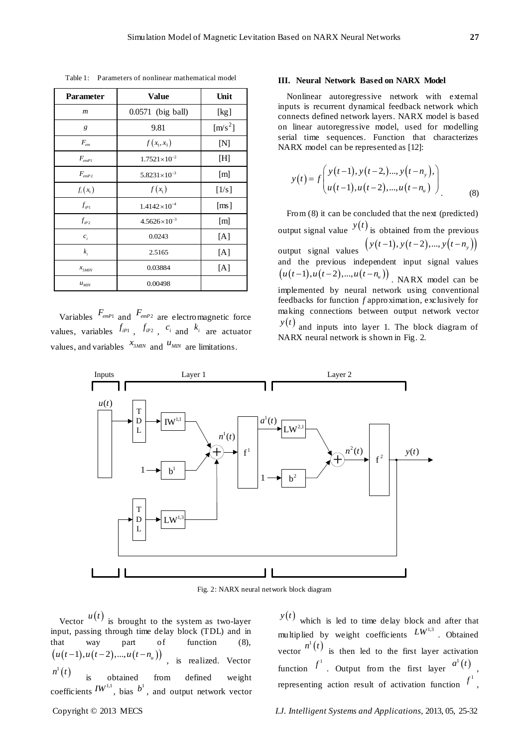Table 1: Parameters of nonlinear mathematical model

| Parameter | Value | Unit |
|---|---|---|
| $m$ | 0.0571 (big ball) | [kg] |
| $g$ | 9.81 | [m/s$^2$] |
| $F_{em}$ | $f(x_1, x_3)$ | [N] |
| $F_{emP1}$ | $1.7521\times10^{-2}$ | [H] |
| $F_{emP2}$ | $5.8231\times10^{-3}$ | [m] |
| $f_i(x_1)$ | $f(x_1)$ | [1/s] |
| $f_{iP1}$ | $1.4142\times10^{-4}$ | [ms] |
| $f_{iP2}$ | $4.5626\times10^{-3}$ | [m] |
| $c_i$ | 0.0243 | [A] |
| $k_i$ | 2.5165 | [A] |
| $x_{3MIN}$ | 0.03884 | [A] |
| $u_{MIN}$ | 0.00498 | |

Variables $F_{emP1}$ and $F_{emP2}$ are electromagnetic force values, variables $f_{iP1}$, $f_{iP2}$, $c_i$ and $k_i$ are actuator values, and variables $x_{3MIN}$ and $u_{MIN}$ are limitations.

## III. Neural Network Based on NARX Model

Nonlinear autoregressive network with external inputs is recurrent dynamical feedback network which connects defined network layers. NARX model is based on linear autoregressive model, used for modelling serial time sequences. Function that characterizes NARX model can be represented as [12]:

$$y(t) = f\begin{pmatrix} y(t-1), y(t-2,)..., y(t-n_y), \\ u(t-1), u(t-2),..., u(t-n_u) \end{pmatrix}. \quad (8)$$

From (8) it can be concluded that the next (predicted) output signal value $y(t)$ is obtained from the previous output signal values $\left(y(t-1), y(t-2),..., y(t-n_y)\right)$ and the previous independent input signal values $\left(u(t-1), u(t-2),..., u(t-n_u)\right)$. NARX model can be implemented by neural network using conventional feedbacks for function *f* approximation, exclusively for making connections between output network vector $y(t)$ and inputs into layer 1. The block diagram of NARX neural network is shown in Fig. 2.

Fig. 2: NARX neural network block diagram

Vector $u(t)$ is brought to the system as two-layer input, passing through time delay block (TDL) and in that way part of function (8), $\left(u(t-1), u(t-2),..., u(t-n_u)\right)$, is realized. Vector $n^1(t)$ is obtained from defined weight coefficients $IW^{1,1}$, bias $b^1$, and output network vector $y(t)$ which is led to time delay block and after that multiplied by weight coefficients $LW^{1,3}$. Obtained vector $n^1(t)$ is then led to the first layer activation function $f^1$. Output from the first layer $a^1(t)$, representing action result of activation function $f^1$,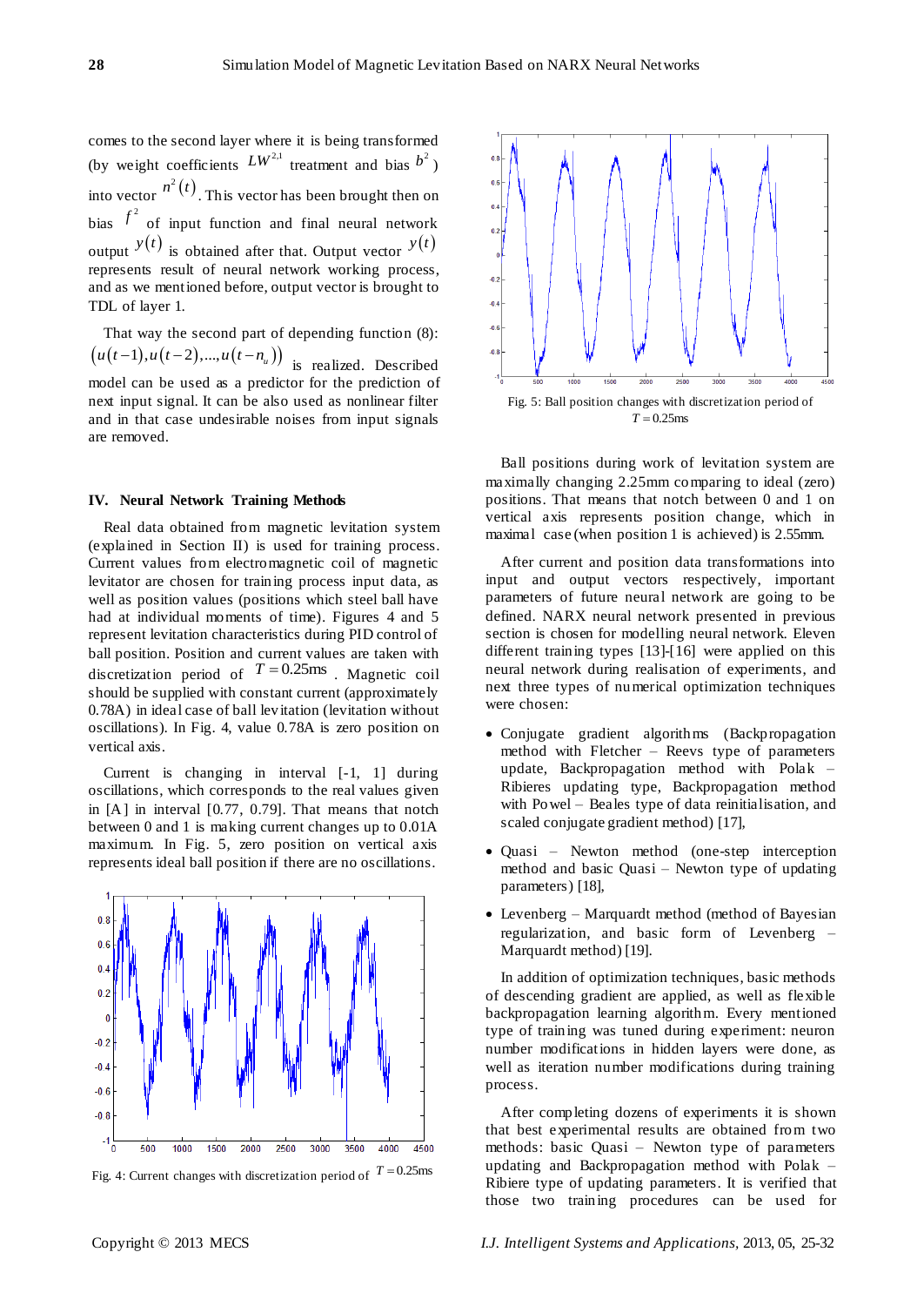comes to the second layer where it is being transformed (by weight coefficients $LW^{2,1}$ treatment and bias $b^2$) into vector $n^2(t)$. This vector has been brought then on bias $f^2$ of input function and final neural network output $y(t)$ is obtained after that. Output vector $y(t)$ represents result of neural network working process, and as we mentioned before, output vector is brought to TDL of layer 1.

That way the second part of depending function (8): $(u(t-1),u(t-2),...,u(t-n_u))$ is realized. Described model can be used as a predictor for the prediction of next input signal. It can be also used as nonlinear filter and in that case undesirable noises from input signals are removed.

## IV. Neural Network Training Methods

Real data obtained from magnetic levitation system (explained in Section II) is used for training process. Current values from electromagnetic coil of magnetic levitator are chosen for training process input data, as well as position values (positions which steel ball have had at individual moments of time). Figures 4 and 5 represent levitation characteristics during PID control of ball position. Position and current values are taken with discretization period of $T = 0.25\text{ms}$. Magnetic coil should be supplied with constant current (approximately 0.78A) in ideal case of ball levitation (levitation without oscillations). In Fig. 4, value 0.78A is zero position on vertical axis.

Current is changing in interval [-1, 1] during oscillations, which corresponds to the real values given in [A] in interval [0.77, 0.79]. That means that notch between 0 and 1 is making current changes up to 0.01A maximum. In Fig. 5, zero position on vertical axis represents ideal ball position if there are no oscillations.

Fig. 4: Current changes with discretization period of $T = 0.25\text{ms}$

Fig. 5: Ball position changes with discretization period of $T = 0.25\text{ms}$

Ball positions during work of levitation system are maximally changing 2.25mm comparing to ideal (zero) positions. That means that notch between 0 and 1 on vertical axis represents position change, which in maximal case (when position 1 is achieved) is 2.55mm.

After current and position data transformations into input and output vectors respectively, important parameters of future neural network are going to be defined. NARX neural network presented in previous section is chosen for modelling neural network. Eleven different training types [13]-[16] were applied on this neural network during realisation of experiments, and next three types of numerical optimization techniques were chosen:

- Conjugate gradient algorithms (Backpropagation method with Fletcher – Reevs type of parameters update, Backpropagation method with Polak – Ribieres updating type, Backpropagation method with Powel – Beales type of data reinitialisation, and scaled conjugate gradient method) [17],
- Quasi – Newton method (one-step interception method and basic Quasi – Newton type of updating parameters) [18],
- Levenberg – Marquardt method (method of Bayesian regularization, and basic form of Levenberg – Marquardt method) [19].

In addition of optimization techniques, basic methods of descending gradient are applied, as well as flexible backpropagation learning algorithm. Every mentioned type of training was tuned during experiment: neuron number modifications in hidden layers were done, as well as iteration number modifications during training process.

After completing dozens of experiments it is shown that best experimental results are obtained from two methods: basic Quasi – Newton type of parameters updating and Backpropagation method with Polak – Ribiere type of updating parameters. It is verified that those two training procedures can be used for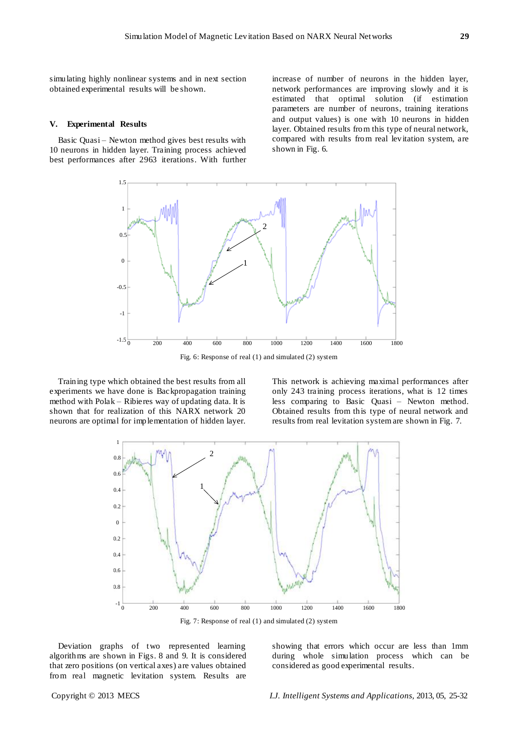simulating highly nonlinear systems and in next section obtained experimental results will be shown.

## V. Experimental Results

Basic Quasi – Newton method gives best results with 10 neurons in hidden layer. Training process achieved best performances after 2963 iterations. With further increase of number of neurons in the hidden layer, network performances are improving slowly and it is estimated that optimal solution (if estimation parameters are number of neurons, training iterations and output values) is one with 10 neurons in hidden layer. Obtained results from this type of neural network, compared with results from real levitation system, are shown in Fig. 6.

Fig. 6: Response of real (1) and simulated (2) system

Training type which obtained the best results from all experiments we have done is Backpropagation training method with Polak – Ribieres way of updating data. It is shown that for realization of this NARX network 20 neurons are optimal for implementation of hidden layer. This network is achieving maximal performances after only 243 training process iterations, what is 12 times less comparing to Basic Quasi – Newton method. Obtained results from this type of neural network and results from real levitation system are shown in Fig. 7.

Fig. 7: Response of real (1) and simulated (2) system

Deviation graphs of two represented learning algorithms are shown in Figs. 8 and 9. It is considered that zero positions (on vertical axes) are values obtained from real magnetic levitation system. Results are showing that errors which occur are less than 1mm during whole simulation process which can be considered as good experimental results.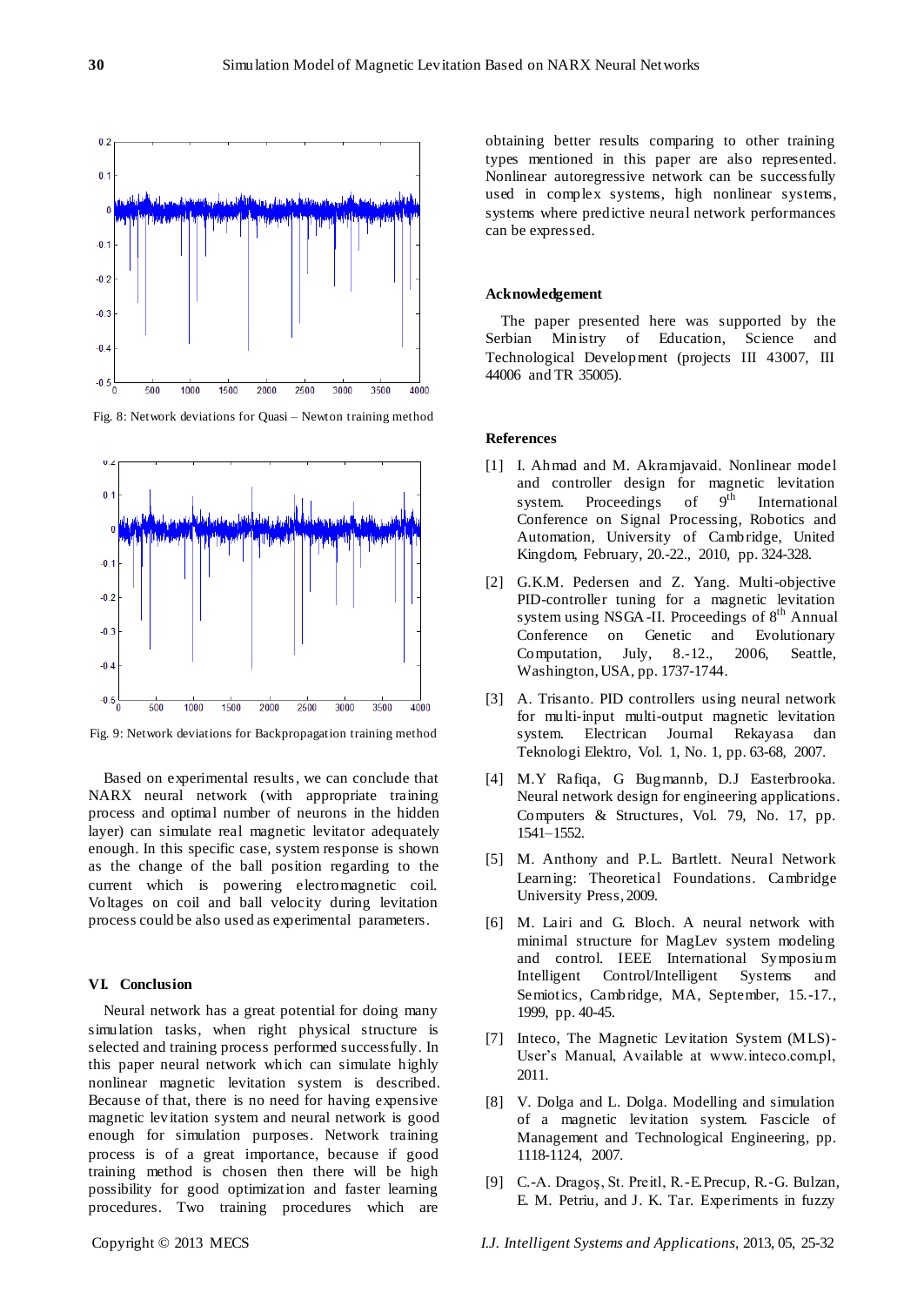Fig. 8: Network deviations for Quasi – Newton training method

Fig. 9: Network deviations for Backpropagation training method

Based on experimental results, we can conclude that NARX neural network (with appropriate training process and optimal number of neurons in the hidden layer) can simulate real magnetic levitator adequately enough. In this specific case, system response is shown as the change of the ball position regarding to the current which is powering electromagnetic coil. Voltages on coil and ball velocity during levitation process could be also used as experimental parameters.

## VI. Conclusion

Neural network has a great potential for doing many simulation tasks, when right physical structure is selected and training process performed successfully. In this paper neural network which can simulate highly nonlinear magnetic levitation system is described. Because of that, there is no need for having expensive magnetic levitation system and neural network is good enough for simulation purposes. Network training process is of a great importance, because if good training method is chosen then there will be high possibility for good optimization and faster learning procedures. Two training procedures which are obtaining better results comparing to other training types mentioned in this paper are also represented. Nonlinear autoregressive network can be successfully used in complex systems, high nonlinear systems, systems where predictive neural network performances can be expressed.

## Acknowledgement

The paper presented here was supported by the Serbian Ministry of Education, Science and Technological Development (projects III 43007, III 44006 and TR 35005).

## References

[1] I. Ahmad and M. Akramjavaid. Nonlinear model and controller design for magnetic levitation system. Proceedings of 9th International Conference on Signal Processing, Robotics and Automation, University of Cambridge, United Kingdom, February, 20.-22., 2010, pp. 324-328.

[2] G.K.M. Pedersen and Z. Yang. Multi-objective PID-controller tuning for a magnetic levitation system using NSGA-II. Proceedings of 8th Annual Conference on Genetic and Evolutionary Computation, July, 8.-12., 2006, Seattle, Washington, USA, pp. 1737-1744.

[3] A. Trisanto. PID controllers using neural network for multi-input multi-output magnetic levitation system. Electrical Journal Rekayasa dan Teknologi Elektro, Vol. 1, No. 1, pp. 63-68, 2007.

[4] M.Y Rafiqa, G Bugmannb, D.J Easterbrooka. Neural network design for engineering applications. Computers & Structures, Vol. 79, No. 17, pp. 1541–1552.

[5] M. Anthony and P.L. Bartlett. Neural Network Learning: Theoretical Foundations. Cambridge University Press, 2009.

[6] M. Lairi and G. Bloch. A neural network with minimal structure for MagLev system modeling and control. IEEE International Symposium Intelligent Control/Intelligent Systems and Semiotics, Cambridge, MA, September, 15.-17., 1999, pp. 40-45.

[7] Inteco, The Magnetic Levitation System (MLS)- User's Manual, Available at www.inteco.com.pl, 2011.

[8] V. Dolga and L. Dolga. Modelling and simulation of a magnetic levitation system. Fascicle of Management and Technological Engineering, pp. 1118-1124, 2007.

[9] C.-A. Dragoş, St. Preitl, R.-E.Precup, R.-G. Bulzan, E. M. Petriu, and J. K. Tar. Experiments in fuzzy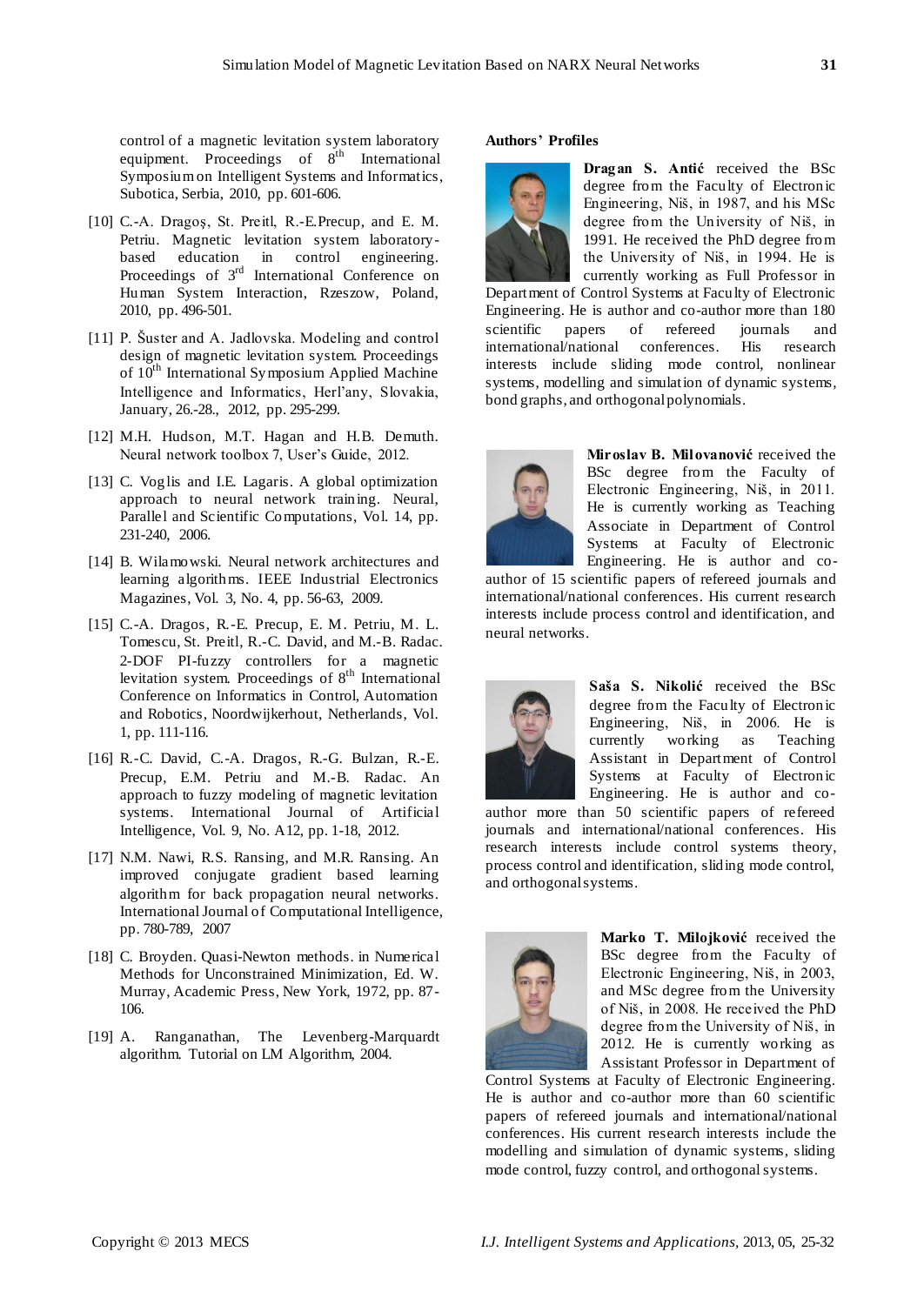control of a magnetic levitation system laboratory equipment. Proceedings of 8th International Symposium on Intelligent Systems and Informatics, Subotica, Serbia, 2010, pp. 601-606.

[10] C.-A. Dragoş, St. Preitl, R.-E.Precup, and E. M. Petriu. Magnetic levitation system laboratory-based education in control engineering. Proceedings of 3rd International Conference on Human System Interaction, Rzeszow, Poland, 2010, pp. 496-501.

[11] P. Šuster and A. Jadlovska. Modeling and control design of magnetic levitation system. Proceedings of 10th International Symposium Applied Machine Intelligence and Informatics, Herl'any, Slovakia, January, 26.-28., 2012, pp. 295-299.

[12] M.H. Hudson, M.T. Hagan and H.B. Demuth. Neural network toolbox 7, User's Guide, 2012.

[13] C. Voglis and I.E. Lagaris. A global optimization approach to neural network training. Neural, Parallel and Scientific Computations, Vol. 14, pp. 231-240, 2006.

[14] B. Wilamowski. Neural network architectures and learning algorithms. IEEE Industrial Electronics Magazines, Vol. 3, No. 4, pp. 56-63, 2009.

[15] C.-A. Dragos, R.-E. Precup, E. M. Petriu, M. L. Tomescu, St. Preitl, R.-C. David, and M.-B. Radac. 2-DOF PI-fuzzy controllers for a magnetic levitation system. Proceedings of 8th International Conference on Informatics in Control, Automation and Robotics, Noordwijkerhout, Netherlands, Vol. 1, pp. 111-116.

[16] R.-C. David, C.-A. Dragos, R.-G. Bulzan, R.-E. Precup, E.M. Petriu and M.-B. Radac. An approach to fuzzy modeling of magnetic levitation systems. International Journal of Artificial Intelligence, Vol. 9, No. A12, pp. 1-18, 2012.

[17] N.M. Nawi, R.S. Ransing, and M.R. Ransing. An improved conjugate gradient based learning algorithm for back propagation neural networks. International Journal of Computational Intelligence, pp. 780-789, 2007

[18] C. Broyden. Quasi-Newton methods. in Numerical Methods for Unconstrained Minimization, Ed. W. Murray, Academic Press, New York, 1972, pp. 87-106.

[19] A. Ranganathan, The Levenberg-Marquardt algorithm. Tutorial on LM Algorithm, 2004.

**Authors' Profiles**

**Dragan S. Antić** received the BSc degree from the Faculty of Electronic Engineering, Niš, in 1987, and his MSc degree from the University of Niš, in 1991. He received the PhD degree from the University of Niš, in 1994. He is currently working as Full Professor in Department of Control Systems at Faculty of Electronic Engineering. He is author and co-author more than 180 scientific papers of refereed journals and international/national conferences. His research interests include sliding mode control, nonlinear systems, modelling and simulation of dynamic systems, bond graphs, and orthogonal polynomials.

**Miroslav B. Milovanović** received the BSc degree from the Faculty of Electronic Engineering, Niš, in 2011. He is currently working as Teaching Associate in Department of Control Systems at Faculty of Electronic Engineering. He is author and co-author of 15 scientific papers of refereed journals and international/national conferences. His current research interests include process control and identification, and neural networks.

**Saša S. Nikolić** received the BSc degree from the Faculty of Electronic Engineering, Niš, in 2006. He is currently working as Teaching Assistant in Department of Control Systems at Faculty of Electronic Engineering. He is author and co-author more than 50 scientific papers of refereed journals and international/national conferences. His research interests include control systems theory, process control and identification, sliding mode control, and orthogonal systems.

**Marko T. Milojković** received the BSc degree from the Faculty of Electronic Engineering, Niš, in 2003, and MSc degree from the University of Niš, in 2008. He received the PhD degree from the University of Niš, in 2012. He is currently working as Assistant Professor in Department of Control Systems at Faculty of Electronic Engineering. He is author and co-author more than 60 scientific papers of refereed journals and international/national conferences. His current research interests include the modelling and simulation of dynamic systems, sliding mode control, fuzzy control, and orthogonal systems.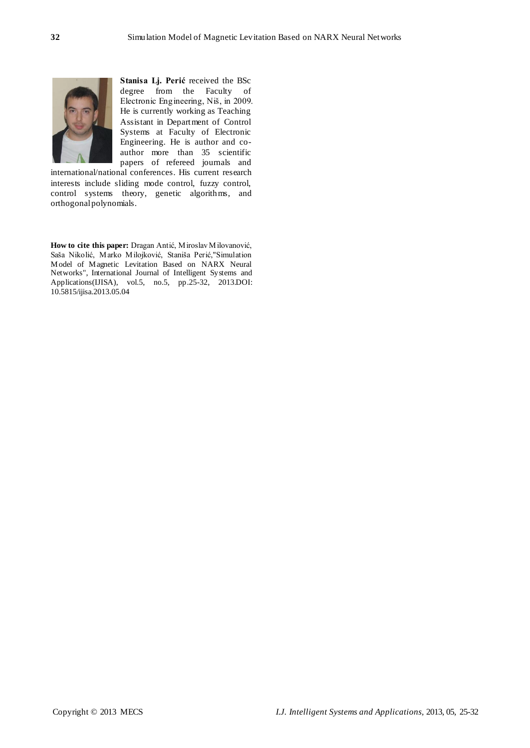**Stanisa Lj. Perić** received the BSc degree from the Faculty of Electronic Engineering, Niš, in 2009. He is currently working as Teaching Assistant in Department of Control Systems at Faculty of Electronic Engineering. He is author and co-author more than 35 scientific papers of refereed journals and international/national conferences. His current research interests include sliding mode control, fuzzy control, control systems theory, genetic algorithms, and orthogonal polynomials.

**How to cite this paper:** Dragan Antić, Miroslav Milovanović, Saša Nikolić, Marko Milojković, Staniša Perić,"Simulation Model of Magnetic Levitation Based on NARX Neural Networks", International Journal of Intelligent Systems and Applications(IJISA), vol.5, no.5, pp.25-32, 2013.DOI: 10.5815/ijisa.2013.05.04